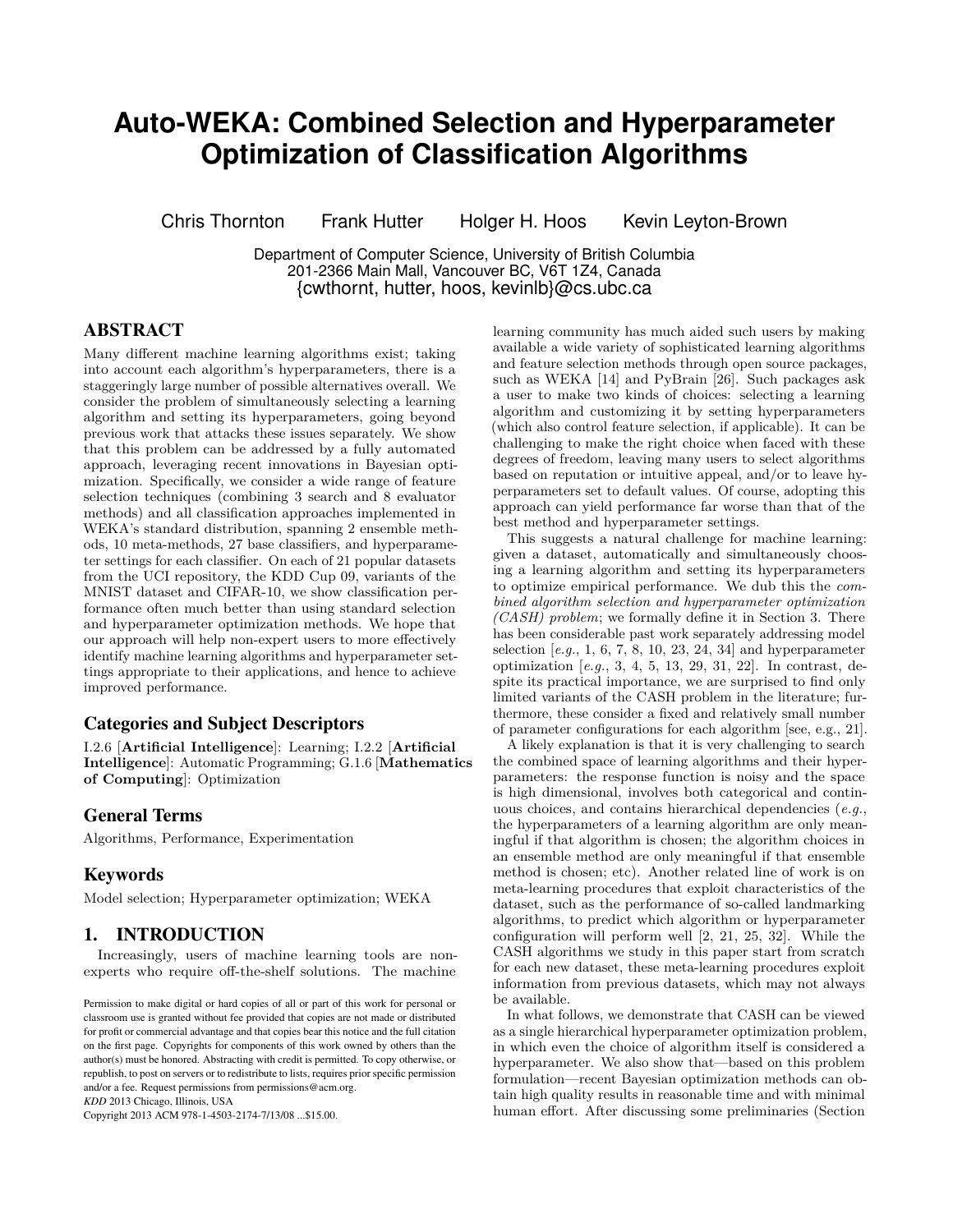# Auto-WEKA: Combined Selection and Hyperparameter Optimization of Classification Algorithms

Chris Thornton   Frank Hutter   Holger H. Hoos   Kevin Leyton-Brown

Department of Computer Science, University of British Columbia
201-2366 Main Mall, Vancouver BC, V6T 1Z4, Canada
{cwthornt, hutter, hoos, kevinlb}@cs.ubc.ca

## ABSTRACT

Many different machine learning algorithms exist; taking into account each algorithm's hyperparameters, there is a staggeringly large number of possible alternatives overall. We consider the problem of simultaneously selecting a learning algorithm and setting its hyperparameters, going beyond previous work that attacks these issues separately. We show that this problem can be addressed by a fully automated approach, leveraging recent innovations in Bayesian optimization. Specifically, we consider a wide range of feature selection techniques (combining 3 search and 8 evaluator methods) and all classification approaches implemented in WEKA's standard distribution, spanning 2 ensemble methods, 10 meta-methods, 27 base classifiers, and hyperparameter settings for each classifier. On each of 21 popular datasets from the UCI repository, the KDD Cup 09, variants of the MNIST dataset and CIFAR-10, we show classification performance often much better than using standard selection and hyperparameter optimization methods. We hope that our approach will help non-expert users to more effectively identify machine learning algorithms and hyperparameter settings appropriate to their applications, and hence to achieve improved performance.

## Categories and Subject Descriptors

I.2.6 [**Artificial Intelligence**]: Learning; I.2.2 [**Artificial Intelligence**]: Automatic Programming; G.1.6 [**Mathematics of Computing**]: Optimization

## General Terms

Algorithms, Performance, Experimentation

## Keywords

Model selection; Hyperparameter optimization; WEKA

## 1. INTRODUCTION

Increasingly, users of machine learning tools are non-experts who require off-the-shelf solutions. The machine learning community has much aided such users by making available a wide variety of sophisticated learning algorithms and feature selection methods through open source packages, such as WEKA [14] and PyBrain [26]. Such packages ask a user to make two kinds of choices: selecting a learning algorithm and customizing it by setting hyperparameters (which also control feature selection, if applicable). It can be challenging to make the right choice when faced with these degrees of freedom, leaving many users to select algorithms based on reputation or intuitive appeal, and/or to leave hyperparameters set to default values. Of course, adopting this approach can yield performance far worse than that of the best method and hyperparameter settings.

This suggests a natural challenge for machine learning: given a dataset, automatically and simultaneously choosing a learning algorithm and setting its hyperparameters to optimize empirical performance. We dub this the *combined algorithm selection and hyperparameter optimization (CASH) problem*; we formally define it in Section 3. There has been considerable past work separately addressing model selection [*e.g.*, 1, 6, 7, 8, 10, 23, 24, 34] and hyperparameter optimization [*e.g.*, 3, 4, 5, 13, 29, 31, 22]. In contrast, despite its practical importance, we are surprised to find only limited variants of the CASH problem in the literature; furthermore, these consider a fixed and relatively small number of parameter configurations for each algorithm [see, e.g., 21].

A likely explanation is that it is very challenging to search the combined space of learning algorithms and their hyperparameters: the response function is noisy and the space is high dimensional, involves both categorical and continuous choices, and contains hierarchical dependencies (*e.g.*, the hyperparameters of a learning algorithm are only meaningful if that algorithm is chosen; the algorithm choices in an ensemble method are only meaningful if that ensemble method is chosen; etc). Another related line of work is on meta-learning procedures that exploit characteristics of the dataset, such as the performance of so-called landmarking algorithms, to predict which algorithm or hyperparameter configuration will perform well [2, 21, 25, 32]. While the CASH algorithms we study in this paper start from scratch for each new dataset, these meta-learning procedures exploit information from previous datasets, which may not always be available.

In what follows, we demonstrate that CASH can be viewed as a single hierarchical hyperparameter optimization problem, in which even the choice of algorithm itself is considered a hyperparameter. We also show that—based on this problem formulation—recent Bayesian optimization methods can obtain high quality results in reasonable time and with minimal human effort. After discussing some preliminaries (Section

Permission to make digital or hard copies of all or part of this work for personal or classroom use is granted without fee provided that copies are not made or distributed for profit or commercial advantage and that copies bear this notice and the full citation on the first page. Copyrights for components of this work owned by others than the author(s) must be honored. Abstracting with credit is permitted. To copy otherwise, or republish, to post on servers or to redistribute to lists, requires prior specific permission and/or a fee. Request permissions from permissions@acm.org.
*KDD* 2013 Chicago, Illinois, USA
Copyright 2013 ACM 978-1-4503-2174-7/13/08 ...$15.00.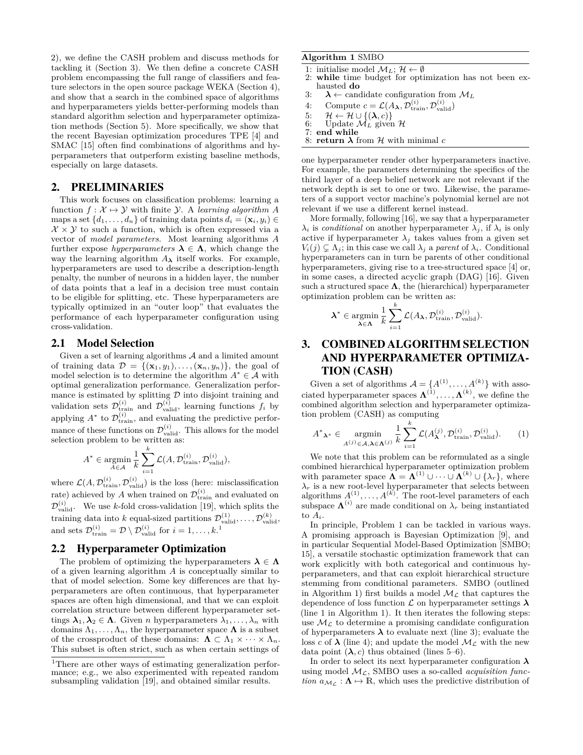2), we define the CASH problem and discuss methods for tackling it (Section 3). We then define a concrete CASH problem encompassing the full range of classifiers and feature selectors in the open source package WEKA (Section 4), and show that a search in the combined space of algorithms and hyperparameters yields better-performing models than standard algorithm selection and hyperparameter optimization methods (Section 5). More specifically, we show that the recent Bayesian optimization procedures TPE [4] and SMAC [15] often find combinations of algorithms and hyperparameters that outperform existing baseline methods, especially on large datasets.

## 2. PRELIMINARIES

This work focuses on classification problems: learning a function $f : \mathcal{X} \mapsto \mathcal{Y}$ with finite $\mathcal{Y}$. A *learning algorithm* $A$ maps a set $\{d_1, \ldots, d_n\}$ of training data points $d_i = (\mathbf{x}_i, y_i) \in \mathcal{X} \times \mathcal{Y}$ to such a function, which is often expressed via a vector of *model parameters*. Most learning algorithms $A$ further expose *hyperparameters* $\boldsymbol{\lambda} \in \boldsymbol{\Lambda}$, which change the way the learning algorithm $A_{\boldsymbol{\lambda}}$ itself works. For example, hyperparameters are used to describe a description-length penalty, the number of neurons in a hidden layer, the number of data points that a leaf in a decision tree must contain to be eligible for splitting, etc. These hyperparameters are typically optimized in an "outer loop" that evaluates the performance of each hyperparameter configuration using cross-validation.

### 2.1 Model Selection

Given a set of learning algorithms $\mathcal{A}$ and a limited amount of training data $\mathcal{D} = \{(\mathbf{x}_1, y_1), \ldots, (\mathbf{x}_n, y_n)\}$, the goal of model selection is to determine the algorithm $A^* \in \mathcal{A}$ with optimal generalization performance. Generalization performance is estimated by splitting $\mathcal{D}$ into disjoint training and validation sets $\mathcal{D}^{(i)}_{\text{train}}$ and $\mathcal{D}^{(i)}_{\text{valid}}$, learning functions $f_i$ by applying $A^*$ to $\mathcal{D}^{(i)}_{\text{train}}$, and evaluating the predictive performance of these functions on $\mathcal{D}^{(i)}_{\text{valid}}$. This allows for the model selection problem to be written as:

$$A^* \in \operatorname*{argmin}_{A \in \mathcal{A}} \frac{1}{k} \sum_{i=1}^{k} \mathcal{L}(A, \mathcal{D}^{(i)}_{\text{train}}, \mathcal{D}^{(i)}_{\text{valid}}),$$

where $\mathcal{L}(A, \mathcal{D}^{(i)}_{\text{train}}, \mathcal{D}^{(i)}_{\text{valid}})$ is the loss (here: misclassification rate) achieved by $A$ when trained on $\mathcal{D}^{(i)}_{\text{train}}$ and evaluated on $\mathcal{D}^{(i)}_{\text{valid}}$. We use $k$-fold cross-validation [19], which splits the training data into $k$ equal-sized partitions $\mathcal{D}^{(1)}_{\text{valid}}, \ldots, \mathcal{D}^{(k)}_{\text{valid}}$, and sets $\mathcal{D}^{(i)}_{\text{train}} = \mathcal{D} \setminus \mathcal{D}^{(i)}_{\text{valid}}$ for $i = 1, \ldots, k$.[1]

### 2.2 Hyperparameter Optimization

The problem of optimizing the hyperparameters $\boldsymbol{\lambda} \in \boldsymbol{\Lambda}$ of a given learning algorithm $A$ is conceptually similar to that of model selection. Some key differences are that hyperparameters are often continuous, that hyperparameter spaces are often high dimensional, and that we can exploit correlation structure between different hyperparameter settings $\boldsymbol{\lambda}_1, \boldsymbol{\lambda}_2 \in \boldsymbol{\Lambda}$. Given $n$ hyperparameters $\lambda_1, \ldots, \lambda_n$ with domains $\Lambda_1, \ldots, \Lambda_n$, the hyperparameter space $\boldsymbol{\Lambda}$ is a subset of the crossproduct of these domains: $\boldsymbol{\Lambda} \subset \Lambda_1 \times \cdots \times \Lambda_n$. This subset is often strict, such as when certain settings of one hyperparameter render other hyperparameters inactive. For example, the parameters determining the specifics of the third layer of a deep belief network are not relevant if the network depth is set to one or two. Likewise, the parameters of a support vector machine's polynomial kernel are not relevant if we use a different kernel instead.

More formally, following [16], we say that a hyperparameter $\lambda_i$ is *conditional* on another hyperparameter $\lambda_j$, if $\lambda_i$ is only active if hyperparameter $\lambda_j$ takes values from a given set $V_i(j) \subsetneq \Lambda_j$; in this case we call $\lambda_j$ a *parent* of $\lambda_i$. Conditional hyperparameters can in turn be parents of other conditional hyperparameters, giving rise to a tree-structured space [4] or, in some cases, a directed acyclic graph (DAG) [16]. Given such a structured space $\boldsymbol{\Lambda}$, the (hierarchical) hyperparameter optimization problem can be written as:

$$\boldsymbol{\lambda}^* \in \operatorname*{argmin}_{\boldsymbol{\lambda} \in \boldsymbol{\Lambda}} \frac{1}{k} \sum_{i=1}^{k} \mathcal{L}(A_{\boldsymbol{\lambda}}, \mathcal{D}^{(i)}_{\text{train}}, \mathcal{D}^{(i)}_{\text{valid}}).$$

**Algorithm 1** SMBO

```
1: initialise model M_L; H ← ∅
2: while time budget for optimization has not been exhausted do
3:    λ ← candidate configuration from M_L
4:    Compute c = L(A_λ, D_train^(i), D_valid^(i))
5:    H ← H ∪ {(λ, c)}
6:    Update M_L given H
7: end while
8: return λ from H with minimal c
```

## 3. COMBINED ALGORITHM SELECTION AND HYPERPARAMETER OPTIMIZATION (CASH)

Given a set of algorithms $\mathcal{A} = \{A^{(1)}, \ldots, A^{(k)}\}$ with associated hyperparameter spaces $\boldsymbol{\Lambda}^{(1)}, \ldots, \boldsymbol{\Lambda}^{(k)}$, we define the combined algorithm selection and hyperparameter optimization problem (CASH) as computing

$$A^*{}_{\boldsymbol{\lambda}^*} \in \operatorname*{argmin}_{A^{(j)} \in \mathcal{A}, \boldsymbol{\lambda} \in \boldsymbol{\Lambda}^{(j)}} \frac{1}{k} \sum_{i=1}^{k} \mathcal{L}(A^{(j)}_{\boldsymbol{\lambda}}, \mathcal{D}^{(i)}_{\text{train}}, \mathcal{D}^{(i)}_{\text{valid}}). \qquad (1)$$

We note that this problem can be reformulated as a single combined hierarchical hyperparameter optimization problem with parameter space $\boldsymbol{\Lambda} = \boldsymbol{\Lambda}^{(1)} \cup \cdots \cup \boldsymbol{\Lambda}^{(k)} \cup \{\lambda_r\}$, where $\lambda_r$ is a new root-level hyperparameter that selects between algorithms $A^{(1)}, \ldots, A^{(k)}$. The root-level parameters of each subspace $\boldsymbol{\Lambda}^{(i)}$ are made conditional on $\lambda_r$ being instantiated to $A_i$.

In principle, Problem 1 can be tackled in various ways. A promising approach is Bayesian Optimization [9], and in particular Sequential Model-Based Optimization [SMBO; 15], a versatile stochastic optimization framework that can work explicitly with both categorical and continuous hyperparameters, and that can exploit hierarchical structure stemming from conditional parameters. SMBO (outlined in Algorithm 1) first builds a model $\mathcal{M}_\mathcal{L}$ that captures the dependence of loss function $\mathcal{L}$ on hyperparameter settings $\boldsymbol{\lambda}$ (line 1 in Algorithm 1). It then iterates the following steps: use $\mathcal{M}_\mathcal{L}$ to determine a promising candidate configuration of hyperparameters $\boldsymbol{\lambda}$ to evaluate next (line 3); evaluate the loss $c$ of $\boldsymbol{\lambda}$ (line 4); and update the model $\mathcal{M}_\mathcal{L}$ with the new data point $(\boldsymbol{\lambda}, c)$ thus obtained (lines 5–6).

In order to select its next hyperparameter configuration $\boldsymbol{\lambda}$ using model $\mathcal{M}_\mathcal{L}$, SMBO uses a so-called *acquisition function* $a_{\mathcal{M}_\mathcal{L}} : \boldsymbol{\Lambda} \mapsto \mathbb{R}$, which uses the predictive distribution of

---

[1] There are other ways of estimating generalization performance; e.g., we also experimented with repeated random subsampling validation [19], and obtained similar results.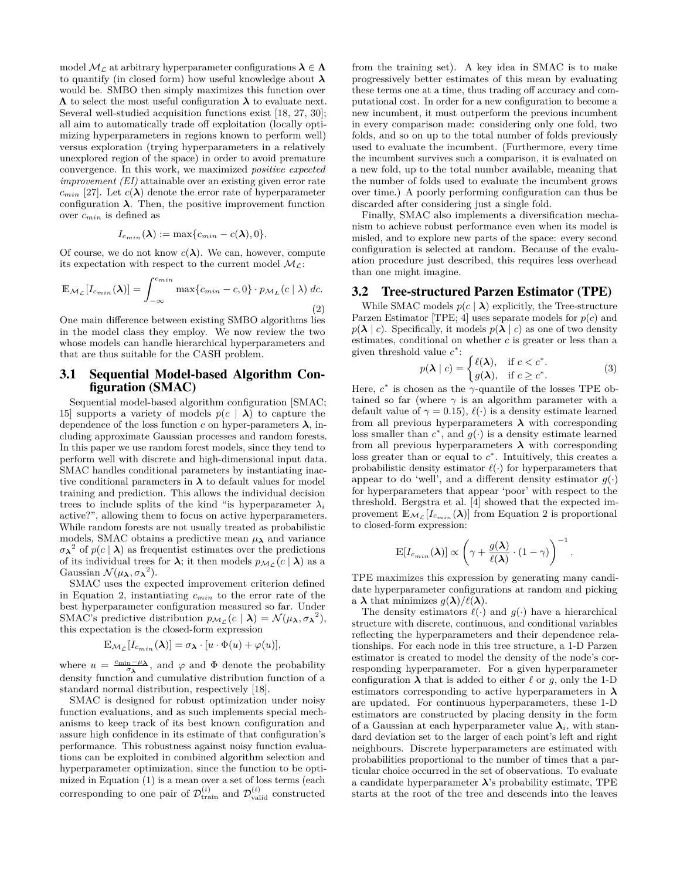model $\mathcal{M}_\mathcal{L}$ at arbitrary hyperparameter configurations $\boldsymbol{\lambda} \in \boldsymbol{\Lambda}$ to quantify (in closed form) how useful knowledge about $\boldsymbol{\lambda}$ would be. SMBO then simply maximizes this function over $\boldsymbol{\Lambda}$ to select the most useful configuration $\boldsymbol{\lambda}$ to evaluate next. Several well-studied acquisition functions exist [18, 27, 30]; all aim to automatically trade off exploitation (locally optimizing hyperparameters in regions known to perform well) versus exploration (trying hyperparameters in a relatively unexplored region of the space) in order to avoid premature convergence. In this work, we maximized *positive expected improvement (EI)* attainable over an existing given error rate $c_{min}$ [27]. Let $c(\boldsymbol{\lambda})$ denote the error rate of hyperparameter configuration $\boldsymbol{\lambda}$. Then, the positive improvement function over $c_{min}$ is defined as

$$I_{c_{min}}(\boldsymbol{\lambda}) := \max\{c_{min} - c(\boldsymbol{\lambda}), 0\}.$$

Of course, we do not know $c(\boldsymbol{\lambda})$. We can, however, compute its expectation with respect to the current model $\mathcal{M}_\mathcal{L}$:

$$\mathbb{E}_{\mathcal{M}_\mathcal{L}}[I_{c_{min}}(\boldsymbol{\lambda})] = \int_{-\infty}^{c_{min}} \max\{c_{min} - c, 0\} \cdot p_{\mathcal{M}_L}(c \mid \lambda)\, dc. \tag{2}$$

One main difference between existing SMBO algorithms lies in the model class they employ. We now review the two whose models can handle hierarchical hyperparameters and that are thus suitable for the CASH problem.

## 3.1 Sequential Model-based Algorithm Configuration (SMAC)

Sequential model-based algorithm configuration [SMAC; 15] supports a variety of models $p(c \mid \boldsymbol{\lambda})$ to capture the dependence of the loss function $c$ on hyper-parameters $\boldsymbol{\lambda}$, including approximate Gaussian processes and random forests. In this paper we use random forest models, since they tend to perform well with discrete and high-dimensional input data. SMAC handles conditional parameters by instantiating inactive conditional parameters in $\boldsymbol{\lambda}$ to default values for model training and prediction. This allows the individual decision trees to include splits of the kind "is hyperparameter $\lambda_i$ active?", allowing them to focus on active hyperparameters. While random forests are not usually treated as probabilistic models, SMAC obtains a predictive mean $\mu_{\boldsymbol{\lambda}}$ and variance ${\sigma_{\boldsymbol{\lambda}}}^2$ of $p(c \mid \boldsymbol{\lambda})$ as frequentist estimates over the predictions of its individual trees for $\boldsymbol{\lambda}$; it then models $p_{\mathcal{M}_\mathcal{L}}(c \mid \boldsymbol{\lambda})$ as a Gaussian $\mathcal{N}(\mu_{\boldsymbol{\lambda}}, {\sigma_{\boldsymbol{\lambda}}}^2)$.

SMAC uses the expected improvement criterion defined in Equation 2, instantiating $c_{min}$ to the error rate of the best hyperparameter configuration measured so far. Under SMAC's predictive distribution $p_{\mathcal{M}_\mathcal{L}}(c \mid \boldsymbol{\lambda}) = \mathcal{N}(\mu_{\boldsymbol{\lambda}}, {\sigma_{\boldsymbol{\lambda}}}^2)$, this expectation is the closed-form expression

$$\mathbb{E}_{\mathcal{M}_\mathcal{L}}[I_{c_{min}}(\boldsymbol{\lambda})] = \sigma_{\boldsymbol{\lambda}} \cdot [u \cdot \Phi(u) + \varphi(u)],$$

where $u = \frac{c_{\min} - \mu_{\boldsymbol{\lambda}}}{\sigma_{\boldsymbol{\lambda}}}$, and $\varphi$ and $\Phi$ denote the probability density function and cumulative distribution function of a standard normal distribution, respectively [18].

SMAC is designed for robust optimization under noisy function evaluations, and as such implements special mechanisms to keep track of its best known configuration and assure high confidence in its estimate of that configuration's performance. This robustness against noisy function evaluations can be exploited in combined algorithm selection and hyperparameter optimization, since the function to be optimized in Equation (1) is a mean over a set of loss terms (each corresponding to one pair of $\mathcal{D}_{\text{train}}^{(i)}$ and $\mathcal{D}_{\text{valid}}^{(i)}$ constructed from the training set). A key idea in SMAC is to make progressively better estimates of this mean by evaluating these terms one at a time, thus trading off accuracy and computational cost. In order for a new configuration to become a new incumbent, it must outperform the previous incumbent in every comparison made: considering only one fold, two folds, and so on up to the total number of folds previously used to evaluate the incumbent. (Furthermore, every time the incumbent survives such a comparison, it is evaluated on a new fold, up to the total number available, meaning that the number of folds used to evaluate the incumbent grows over time.) A poorly performing configuration can thus be discarded after considering just a single fold.

Finally, SMAC also implements a diversification mechanism to achieve robust performance even when its model is misled, and to explore new parts of the space: every second configuration is selected at random. Because of the evaluation procedure just described, this requires less overhead than one might imagine.

## 3.2 Tree-structured Parzen Estimator (TPE)

While SMAC models $p(c \mid \boldsymbol{\lambda})$ explicitly, the Tree-structure Parzen Estimator [TPE; 4] uses separate models for $p(c)$ and $p(\boldsymbol{\lambda} \mid c)$. Specifically, it models $p(\boldsymbol{\lambda} \mid c)$ as one of two density estimates, conditional on whether $c$ is greater or less than a given threshold value $c^*$:

$$p(\boldsymbol{\lambda} \mid c) = \begin{cases} \ell(\boldsymbol{\lambda}), & \text{if } c < c^*. \\ g(\boldsymbol{\lambda}), & \text{if } c \geq c^*. \end{cases} \tag{3}$$

Here, $c^*$ is chosen as the $\gamma$-quantile of the losses TPE obtained so far (where $\gamma$ is an algorithm parameter with a default value of $\gamma = 0.15$), $\ell(\cdot)$ is a density estimate learned from all previous hyperparameters $\boldsymbol{\lambda}$ with corresponding loss smaller than $c^*$, and $g(\cdot)$ is a density estimate learned from all previous hyperparameters $\boldsymbol{\lambda}$ with corresponding loss greater than or equal to $c^*$. Intuitively, this creates a probabilistic density estimator $\ell(\cdot)$ for hyperparameters that appear to do 'well', and a different density estimator $g(\cdot)$ for hyperparameters that appear 'poor' with respect to the threshold. Bergstra et al. [4] showed that the expected improvement $\mathbb{E}_{\mathcal{M}_\mathcal{L}}[I_{c_{min}}(\boldsymbol{\lambda})]$ from Equation 2 is proportional to closed-form expression:

$$\mathbb{E}[I_{c_{min}}(\boldsymbol{\lambda})] \propto \left(\gamma + \frac{g(\boldsymbol{\lambda})}{\ell(\boldsymbol{\lambda})} \cdot (1 - \gamma)\right)^{-1}.$$

TPE maximizes this expression by generating many candidate hyperparameter configurations at random and picking a $\boldsymbol{\lambda}$ that minimizes $g(\boldsymbol{\lambda})/\ell(\boldsymbol{\lambda})$.

The density estimators $\ell(\cdot)$ and $g(\cdot)$ have a hierarchical structure with discrete, continuous, and conditional variables reflecting the hyperparameters and their dependence relationships. For each node in this tree structure, a 1-D Parzen estimator is created to model the density of the node's corresponding hyperparameter. For a given hyperparameter configuration $\boldsymbol{\lambda}$ that is added to either $\ell$ or $g$, only the 1-D estimators corresponding to active hyperparameters in $\boldsymbol{\lambda}$ are updated. For continuous hyperparameters, these 1-D estimators are constructed by placing density in the form of a Gaussian at each hyperparameter value $\boldsymbol{\lambda}_i$, with standard deviation set to the larger of each point's left and right neighbours. Discrete hyperparameters are estimated with probabilities proportional to the number of times that a particular choice occurred in the set of observations. To evaluate a candidate hyperparameter $\boldsymbol{\lambda}$'s probability estimate, TPE starts at the root of the tree and descends into the leaves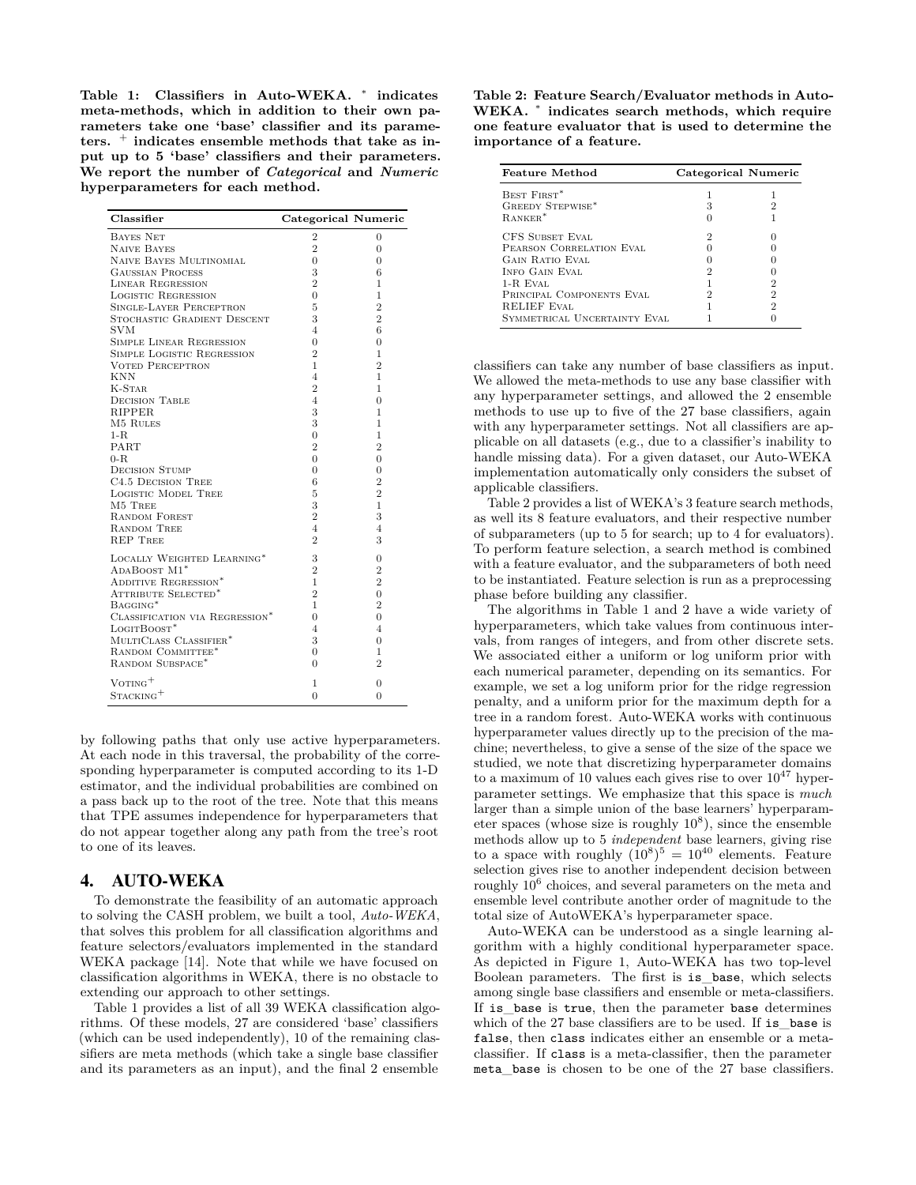**Table 1: Classifiers in Auto-WEKA. * indicates meta-methods, which in addition to their own parameters take one 'base' classifier and its parameters. + indicates ensemble methods that take as input up to 5 'base' classifiers and their parameters. We report the number of *Categorical* and *Numeric* hyperparameters for each method.**

| Classifier | Categorical | Numeric |
|---|---|---|
| Bayes Net | 2 | 0 |
| Naive Bayes | 2 | 0 |
| Naive Bayes Multinomial | 0 | 0 |
| Gaussian Process | 3 | 6 |
| Linear Regression | 2 | 1 |
| Logistic Regression | 0 | 1 |
| Single-Layer Perceptron | 5 | 2 |
| Stochastic Gradient Descent | 3 | 2 |
| SVM | 4 | 6 |
| Simple Linear Regression | 0 | 0 |
| Simple Logistic Regression | 2 | 1 |
| Voted Perceptron | 1 | 2 |
| KNN | 4 | 1 |
| K-Star | 2 | 1 |
| Decision Table | 4 | 0 |
| RIPPER | 3 | 1 |
| M5 Rules | 3 | 1 |
| 1-R | 0 | 1 |
| PART | 2 | 2 |
| 0-R | 0 | 0 |
| Decision Stump | 0 | 0 |
| C4.5 Decision Tree | 6 | 2 |
| Logistic Model Tree | 5 | 2 |
| M5 Tree | 3 | 1 |
| Random Forest | 2 | 3 |
| Random Tree | 4 | 4 |
| REP Tree | 2 | 3 |
| Locally Weighted Learning* | 3 | 0 |
| AdaBoost M1* | 2 | 2 |
| Additive Regression* | 1 | 2 |
| Attribute Selected* | 2 | 0 |
| Bagging* | 1 | 2 |
| Classification via Regression* | 0 | 0 |
| LogitBoost* | 4 | 4 |
| MultiClass Classifier* | 3 | 0 |
| Random Committee* | 0 | 1 |
| Random Subspace* | 0 | 2 |
| Voting+ | 1 | 0 |
| Stacking+ | 0 | 0 |

by following paths that only use active hyperparameters. At each node in this traversal, the probability of the corresponding hyperparameter is computed according to its 1-D estimator, and the individual probabilities are combined on a pass back up to the root of the tree. Note that this means that TPE assumes independence for hyperparameters that do not appear together along any path from the tree's root to one of its leaves.

# 4. AUTO-WEKA

To demonstrate the feasibility of an automatic approach to solving the CASH problem, we built a tool, *Auto-WEKA*, that solves this problem for all classification algorithms and feature selectors/evaluators implemented in the standard WEKA package [14]. Note that while we have focused on classification algorithms in WEKA, there is no obstacle to extending our approach to other settings.

Table 1 provides a list of all 39 WEKA classification algorithms. Of these models, 27 are considered 'base' classifiers (which can be used independently), 10 of the remaining classifiers are meta methods (which take a single base classifier and its parameters as an input), and the final 2 ensemble classifiers can take any number of base classifiers as input. We allowed the meta-methods to use any base classifier with any hyperparameter settings, and allowed the 2 ensemble methods to use up to five of the 27 base classifiers, again with any hyperparameter settings. Not all classifiers are applicable on all datasets (e.g., due to a classifier's inability to handle missing data). For a given dataset, our Auto-WEKA implementation automatically only considers the subset of applicable classifiers.

**Table 2: Feature Search/Evaluator methods in Auto-WEKA. * indicates search methods, which require one feature evaluator that is used to determine the importance of a feature.**

| Feature Method | Categorical | Numeric |
|---|---|---|
| Best First* | 1 | 1 |
| Greedy Stepwise* | 3 | 2 |
| Ranker* | 0 | 1 |
| CFS Subset Eval | 2 | 0 |
| Pearson Correlation Eval | 0 | 0 |
| Gain Ratio Eval | 0 | 0 |
| Info Gain Eval | 2 | 0 |
| 1-R Eval | 1 | 2 |
| Principal Components Eval | 2 | 2 |
| RELIEF Eval | 1 | 2 |
| Symmetrical Uncertainty Eval | 1 | 0 |

Table 2 provides a list of WEKA's 3 feature search methods, as well its 8 feature evaluators, and their respective number of subparameters (up to 5 for search; up to 4 for evaluators). To perform feature selection, a search method is combined with a feature evaluator, and the subparameters of both need to be instantiated. Feature selection is run as a preprocessing phase before building any classifier.

The algorithms in Table 1 and 2 have a wide variety of hyperparameters, which take values from continuous intervals, from ranges of integers, and from other discrete sets. We associated either a uniform or log uniform prior with each numerical parameter, depending on its semantics. For example, we set a log uniform prior for the ridge regression penalty, and a uniform prior for the maximum depth for a tree in a random forest. Auto-WEKA works with continuous hyperparameter values directly up to the precision of the machine; nevertheless, to give a sense of the size of the space we studied, we note that discretizing hyperparameter domains to a maximum of 10 values each gives rise to over $10^{47}$ hyperparameter settings. We emphasize that this space is *much* larger than a simple union of the base learners' hyperparameter spaces (whose size is roughly $10^8$), since the ensemble methods allow up to 5 *independent* base learners, giving rise to a space with roughly $(10^8)^5 = 10^{40}$ elements. Feature selection gives rise to another independent decision between roughly $10^6$ choices, and several parameters on the meta and ensemble level contribute another order of magnitude to the total size of AutoWEKA's hyperparameter space.

Auto-WEKA can be understood as a single learning algorithm with a highly conditional hyperparameter space. As depicted in Figure 1, Auto-WEKA has two top-level Boolean parameters. The first is `is_base`, which selects among single base classifiers and ensemble or meta-classifiers. If `is_base` is `true`, then the parameter `base` determines which of the 27 base classifiers are to be used. If `is_base` is `false`, then `class` indicates either an ensemble or a meta-classifier. If `class` is a meta-classifier, then the parameter `meta_base` is chosen to be one of the 27 base classifiers.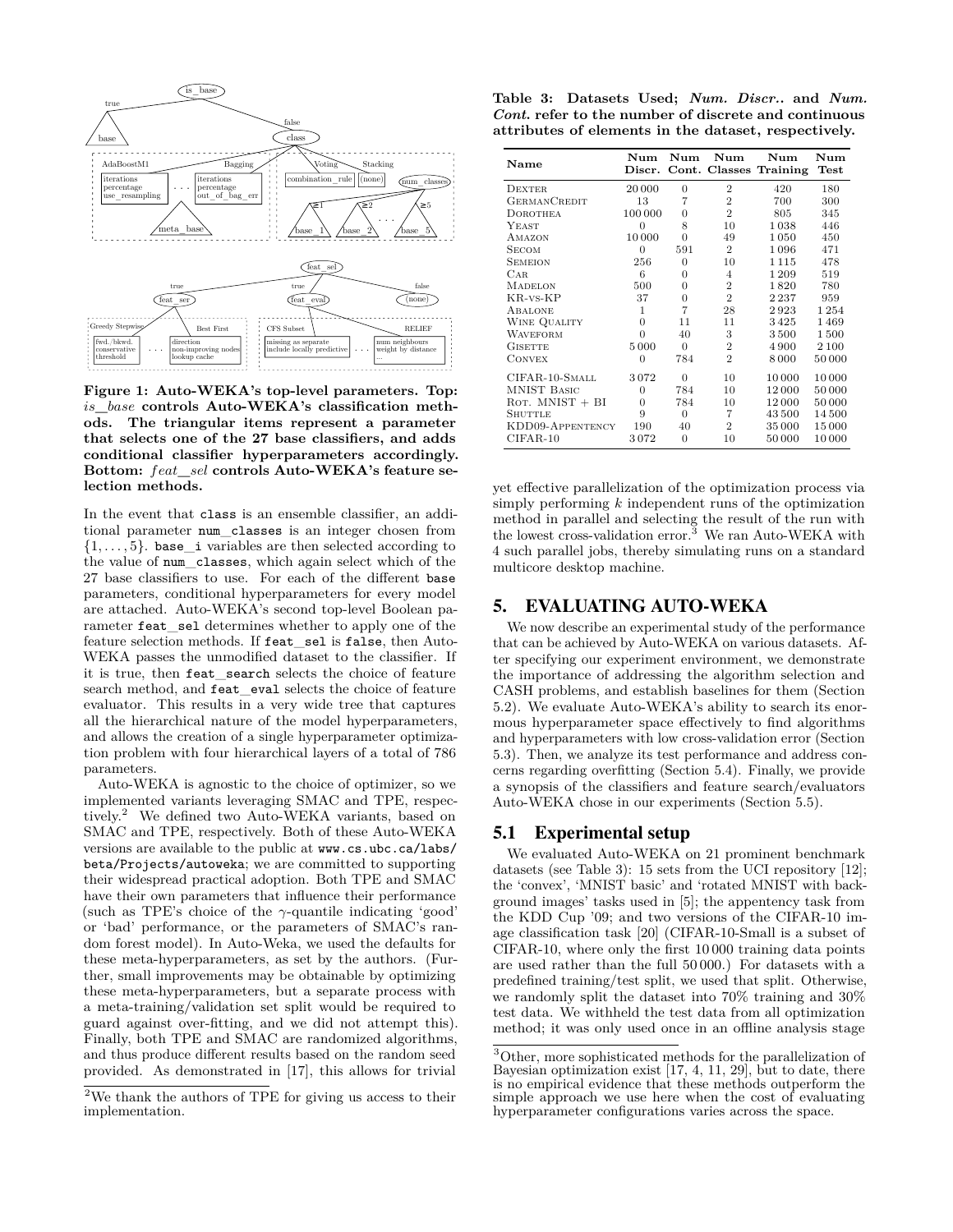**Figure 1: Auto-WEKA's top-level parameters. Top:** *is_base* **controls Auto-WEKA's classification methods. The triangular items represent a parameter that selects one of the 27 base classifiers, and adds conditional classifier hyperparameters accordingly. Bottom:** *feat_sel* **controls Auto-WEKA's feature selection methods.**

In the event that `class` is an ensemble classifier, an additional parameter `num_classes` is an integer chosen from $\{1, \ldots, 5\}$. `base_i` variables are then selected according to the value of `num_classes`, which again select which of the 27 base classifiers to use. For each of the different `base` parameters, conditional hyperparameters for every model are attached. Auto-WEKA's second top-level Boolean parameter `feat_sel` determines whether to apply one of the feature selection methods. If `feat_sel` is `false`, then Auto-WEKA passes the unmodified dataset to the classifier. If it is true, then `feat_search` selects the choice of feature search method, and `feat_eval` selects the choice of feature evaluator. This results in a very wide tree that captures all the hierarchical nature of the model hyperparameters, and allows the creation of a single hyperparameter optimization problem with four hierarchical layers of a total of 786 parameters.

Auto-WEKA is agnostic to the choice of optimizer, so we implemented variants leveraging SMAC and TPE, respectively.[2] We defined two Auto-WEKA variants, based on SMAC and TPE, respectively. Both of these Auto-WEKA versions are available to the public at www.cs.ubc.ca/labs/beta/Projects/autoweka; we are committed to supporting their widespread practical adoption. Both TPE and SMAC have their own parameters that influence their performance (such as TPE's choice of the $\gamma$-quantile indicating 'good' or 'bad' performance, or the parameters of SMAC's random forest model). In Auto-Weka, we used the defaults for these meta-hyperparameters, as set by the authors. (Further, small improvements may be obtainable by optimizing these meta-hyperparameters, but a separate process with a meta-training/validation set split would be required to guard against over-fitting, and we did not attempt this). Finally, both TPE and SMAC are randomized algorithms, and thus produce different results based on the random seed provided. As demonstrated in [17], this allows for trivial yet effective parallelization of the optimization process via simply performing $k$ independent runs of the optimization method in parallel and selecting the result of the run with the lowest cross-validation error.[3] We ran Auto-WEKA with 4 such parallel jobs, thereby simulating runs on a standard multicore desktop machine.

[2] We thank the authors of TPE for giving us access to their implementation.

[3] Other, more sophisticated methods for the parallelization of Bayesian optimization exist [17, 4, 11, 29], but to date, there is no empirical evidence that these methods outperform the simple approach we use here when the cost of evaluating hyperparameter configurations varies across the space.

**Table 3: Datasets Used; *Num. Discr.*. and *Num. Cont.* refer to the number of discrete and continuous attributes of elements in the dataset, respectively.**

| Name | Num Discr. | Num Cont. | Num Classes | Num Training | Num Test |
|---|---|---|---|---|---|
| Dexter | 20 000 | 0 | 2 | 420 | 180 |
| GermanCredit | 13 | 7 | 2 | 700 | 300 |
| Dorothea | 100 000 | 0 | 2 | 805 | 345 |
| Yeast | 0 | 8 | 10 | 1 038 | 446 |
| Amazon | 10 000 | 0 | 49 | 1 050 | 450 |
| Secom | 0 | 591 | 2 | 1 096 | 471 |
| Semeion | 256 | 0 | 10 | 1 115 | 478 |
| Car | 6 | 0 | 4 | 1 209 | 519 |
| Madelon | 500 | 0 | 2 | 1 820 | 780 |
| KR-vs-KP | 37 | 0 | 2 | 2 237 | 959 |
| Abalone | 1 | 7 | 28 | 2 923 | 1 254 |
| Wine Quality | 0 | 11 | 11 | 3 425 | 1 469 |
| Waveform | 0 | 40 | 3 | 3 500 | 1 500 |
| Gisette | 5 000 | 0 | 2 | 4 900 | 2 100 |
| Convex | 0 | 784 | 2 | 8 000 | 50 000 |
| CIFAR-10-Small | 3 072 | 0 | 10 | 10 000 | 10 000 |
| MNIST Basic | 0 | 784 | 10 | 12 000 | 50 000 |
| Rot. MNIST + BI | 0 | 784 | 10 | 12 000 | 50 000 |
| Shuttle | 9 | 0 | 7 | 43 500 | 14 500 |
| KDD09-Appentency | 190 | 40 | 2 | 35 000 | 15 000 |
| CIFAR-10 | 3 072 | 0 | 10 | 50 000 | 10 000 |

## 5. EVALUATING AUTO-WEKA

We now describe an experimental study of the performance that can be achieved by Auto-WEKA on various datasets. After specifying our experiment environment, we demonstrate the importance of addressing the algorithm selection and CASH problems, and establish baselines for them (Section 5.2). We evaluate Auto-WEKA's ability to search its enormous hyperparameter space effectively to find algorithms and hyperparameters with low cross-validation error (Section 5.3). Then, we analyze its test performance and address concerns regarding overfitting (Section 5.4). Finally, we provide a synopsis of the classifiers and feature search/evaluators Auto-WEKA chose in our experiments (Section 5.5).

### 5.1 Experimental setup

We evaluated Auto-WEKA on 21 prominent benchmark datasets (see Table 3): 15 sets from the UCI repository [12]; the 'convex', 'MNIST basic' and 'rotated MNIST with background images' tasks used in [5]; the appentency task from the KDD Cup '09; and two versions of the CIFAR-10 image classification task [20] (CIFAR-10-Small is a subset of CIFAR-10, where only the first 10 000 training data points are used rather than the full 50 000.) For datasets with a predefined training/test split, we used that split. Otherwise, we randomly split the dataset into 70% training and 30% test data. We withheld the test data from all optimization method; it was only used once in an offline analysis stage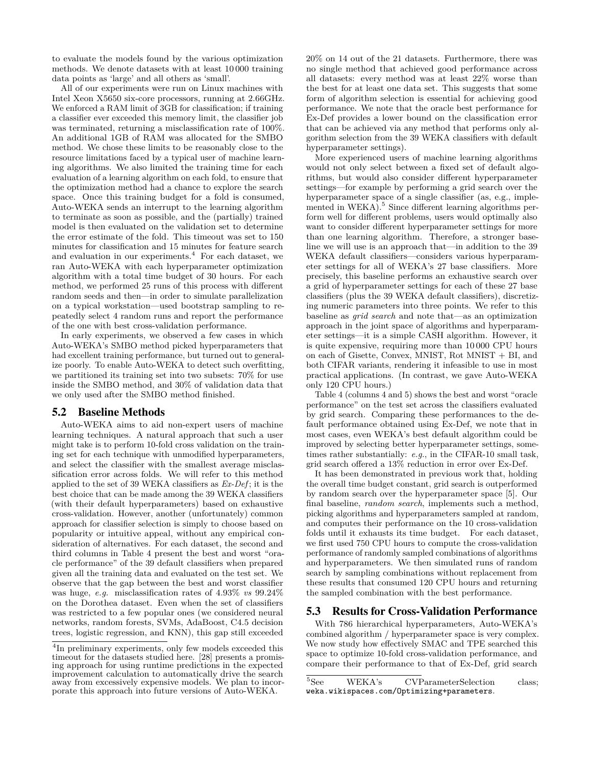to evaluate the models found by the various optimization methods. We denote datasets with at least 10 000 training data points as 'large' and all others as 'small'.

All of our experiments were run on Linux machines with Intel Xeon X5650 six-core processors, running at 2.66GHz. We enforced a RAM limit of 3GB for classification; if training a classifier ever exceeded this memory limit, the classifier job was terminated, returning a misclassification rate of 100%. An additional 1GB of RAM was allocated for the SMBO method. We chose these limits to be reasonably close to the resource limitations faced by a typical user of machine learning algorithms. We also limited the training time for each evaluation of a learning algorithm on each fold, to ensure that the optimization method had a chance to explore the search space. Once this training budget for a fold is consumed, Auto-WEKA sends an interrupt to the learning algorithm to terminate as soon as possible, and the (partially) trained model is then evaluated on the validation set to determine the error estimate of the fold. This timeout was set to 150 minutes for classification and 15 minutes for feature search and evaluation in our experiments.[4] For each dataset, we ran Auto-WEKA with each hyperparameter optimization algorithm with a total time budget of 30 hours. For each method, we performed 25 runs of this process with different random seeds and then—in order to simulate parallelization on a typical workstation—used bootstrap sampling to repeatedly select 4 random runs and report the performance of the one with best cross-validation performance.

In early experiments, we observed a few cases in which Auto-WEKA's SMBO method picked hyperparameters that had excellent training performance, but turned out to generalize poorly. To enable Auto-WEKA to detect such overfitting, we partitioned its training set into two subsets: 70% for use inside the SMBO method, and 30% of validation data that we only used after the SMBO method finished.

## 5.2 Baseline Methods

Auto-WEKA aims to aid non-expert users of machine learning techniques. A natural approach that such a user might take is to perform 10-fold cross validation on the training set for each technique with unmodified hyperparameters, and select the classifier with the smallest average misclassification error across folds. We will refer to this method applied to the set of 39 WEKA classifiers as *Ex-Def*; it is the best choice that can be made among the 39 WEKA classifiers (with their default hyperparameters) based on exhaustive cross-validation. However, another (unfortunately) common approach for classifier selection is simply to choose based on popularity or intuitive appeal, without any empirical consideration of alternatives. For each dataset, the second and third columns in Table 4 present the best and worst "oracle performance" of the 39 default classifiers when prepared given all the training data and evaluated on the test set. We observe that the gap between the best and worst classifier was huge, *e.g.* misclassification rates of 4.93% *vs* 99.24% on the Dorothea dataset. Even when the set of classifiers was restricted to a few popular ones (we considered neural networks, random forests, SVMs, AdaBoost, C4.5 decision trees, logistic regression, and KNN), this gap still exceeded 20% on 14 out of the 21 datasets. Furthermore, there was no single method that achieved good performance across all datasets: every method was at least 22% worse than the best for at least one data set. This suggests that some form of algorithm selection is essential for achieving good performance. We note that the oracle best performance for Ex-Def provides a lower bound on the classification error that can be achieved via any method that performs only algorithm selection from the 39 WEKA classifiers with default hyperparameter settings).

More experienced users of machine learning algorithms would not only select between a fixed set of default algorithms, but would also consider different hyperparameter settings—for example by performing a grid search over the hyperparameter space of a single classifier (as, e.g., implemented in WEKA).[5] Since different learning algorithms perform well for different problems, users would optimally also want to consider different hyperparameter settings for more than one learning algorithm. Therefore, a stronger baseline we will use is an approach that—in addition to the 39 WEKA default classifiers—considers various hyperparameter settings for all of WEKA's 27 base classifiers. More precisely, this baseline performs an exhaustive search over a grid of hyperparameter settings for each of these 27 base classifiers (plus the 39 WEKA default classifiers), discretizing numeric parameters into three points. We refer to this baseline as *grid search* and note that—as an optimization approach in the joint space of algorithms and hyperparameter settings—it is a simple CASH algorithm. However, it is quite expensive, requiring more than 10 000 CPU hours on each of Gisette, Convex, MNIST, Rot MNIST + BI, and both CIFAR variants, rendering it infeasible to use in most practical applications. (In contrast, we gave Auto-WEKA only 120 CPU hours.)

Table 4 (columns 4 and 5) shows the best and worst "oracle performance" on the test set across the classifiers evaluated by grid search. Comparing these performances to the default performance obtained using Ex-Def, we note that in most cases, even WEKA's best default algorithm could be improved by selecting better hyperparameter settings, sometimes rather substantially: *e.g.*, in the CIFAR-10 small task, grid search offered a 13% reduction in error over Ex-Def.

It has been demonstrated in previous work that, holding the overall time budget constant, grid search is outperformed by random search over the hyperparameter space [5]. Our final baseline, *random search*, implements such a method, picking algorithms and hyperparameters sampled at random, and computes their performance on the 10 cross-validation folds until it exhausts its time budget. For each dataset, we first used 750 CPU hours to compute the cross-validation performance of randomly sampled combinations of algorithms and hyperparameters. We then simulated runs of random search by sampling combinations without replacement from these results that consumed 120 CPU hours and returning the sampled combination with the best performance.

## 5.3 Results for Cross-Validation Performance

With 786 hierarchical hyperparameters, Auto-WEKA's combined algorithm / hyperparameter space is very complex. We now study how effectively SMAC and TPE searched this space to optimize 10-fold cross-validation performance, and compare their performance to that of Ex-Def, grid search

[4] In preliminary experiments, only few models exceeded this timeout for the datasets studied here. [28] presents a promising approach for using runtime predictions in the expected improvement calculation to automatically drive the search away from excessively expensive models. We plan to incorporate this approach into future versions of Auto-WEKA.

[5] See WEKA's CVParameterSelection class; weka.wikispaces.com/Optimizing+parameters.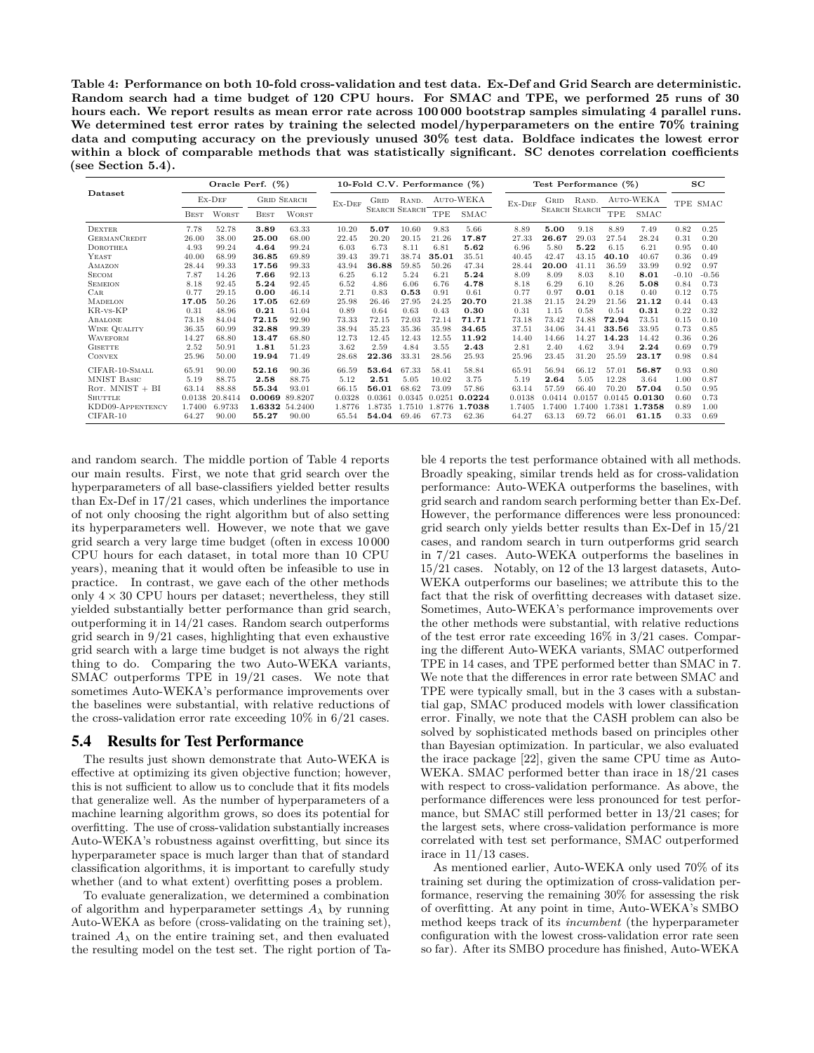**Table 4: Performance on both 10-fold cross-validation and test data. Ex-Def and Grid Search are deterministic. Random search had a time budget of 120 CPU hours. For SMAC and TPE, we performed 25 runs of 30 hours each. We report results as mean error rate across 100 000 bootstrap samples simulating 4 parallel runs. We determined test error rates by training the selected model/hyperparameters on the entire 70% training data and computing accuracy on the previously unused 30% test data. Boldface indicates the lowest error within a block of comparable methods that was statistically significant. SC denotes correlation coefficients (see Section 5.4).**

| Dataset | Oracle Perf. (%) | | | | 10-Fold C.V. Performance (%) | | | | | Test Performance (%) | | | | | SC | |
|---|---|---|---|---|---|---|---|---|---|---|---|---|---|---|---|---|
| | Ex-Def | | Grid Search | | Ex-Def | Grid Search | Rand. Search | Auto-WEKA | | Ex-Def | Grid Search | Rand. Search | Auto-WEKA | | TPE | SMAC |
| | Best | Worst | Best | Worst | | | | TPE | SMAC | | | | TPE | SMAC | | |
| Dexter | 7.78 | 52.78 | **3.89** | 63.33 | 10.20 | **5.07** | 10.60 | 9.83 | 5.66 | 8.89 | **5.00** | 9.18 | 8.89 | 7.49 | 0.82 | 0.25 |
| GermanCredit | 26.00 | 38.00 | **25.00** | 68.00 | 22.45 | 20.20 | 20.15 | 21.26 | **17.87** | 27.33 | **26.67** | 29.03 | 27.54 | 28.24 | 0.31 | 0.20 |
| Dorothea | 4.93 | 99.24 | **4.64** | 99.24 | 6.03 | 6.73 | 8.11 | 6.81 | **5.62** | 6.96 | 5.80 | **5.22** | 6.15 | 6.21 | 0.95 | 0.40 |
| Yeast | 40.00 | 68.99 | **36.85** | 69.89 | 39.43 | 39.71 | 38.74 | **35.01** | 35.51 | 40.45 | 42.47 | 43.15 | **40.10** | 40.67 | 0.36 | 0.49 |
| Amazon | 28.44 | 99.33 | **17.56** | 99.33 | 43.94 | **36.88** | 59.85 | 50.26 | 47.34 | 28.44 | **20.00** | 41.11 | 36.59 | 33.99 | 0.92 | 0.97 |
| Secom | 7.87 | 14.26 | **7.66** | 92.13 | 6.25 | 6.12 | 5.24 | 6.21 | **5.24** | 8.09 | 8.09 | 8.03 | 8.10 | **8.01** | -0.10 | -0.56 |
| Semeion | 8.18 | 92.45 | **5.24** | 92.45 | 6.52 | 4.86 | 6.06 | 6.76 | **4.78** | 8.18 | 6.29 | 6.10 | 8.26 | **5.08** | 0.84 | 0.73 |
| Car | 0.77 | 29.15 | **0.00** | 46.14 | 2.71 | 0.83 | **0.53** | 0.91 | 0.61 | 0.77 | 0.97 | **0.01** | 0.18 | 0.40 | 0.12 | 0.75 |
| Madelon | **17.05** | 50.26 | **17.05** | 62.69 | 25.98 | 26.46 | 27.95 | 24.25 | **20.70** | 21.38 | 21.15 | 24.29 | 21.56 | **21.12** | 0.44 | 0.43 |
| KR-vs-KP | 0.31 | 48.96 | **0.21** | 51.04 | 0.89 | 0.64 | 0.63 | 0.43 | **0.30** | 0.31 | 1.15 | 0.58 | 0.54 | **0.31** | 0.22 | 0.32 |
| Abalone | 73.18 | 84.04 | **72.15** | 92.90 | 73.33 | 72.15 | 72.03 | 72.14 | **71.71** | 73.18 | 73.42 | 74.88 | **72.94** | 73.51 | 0.15 | 0.10 |
| Wine Quality | 36.35 | 60.99 | **32.88** | 99.39 | 38.94 | 35.23 | 35.36 | 35.98 | **34.65** | 37.51 | 34.06 | 34.41 | **33.56** | 33.95 | 0.73 | 0.85 |
| Waveform | 14.27 | 68.80 | **13.47** | 68.80 | 12.73 | 12.45 | 12.43 | 12.55 | **11.92** | 14.40 | 14.66 | 14.27 | **14.23** | 14.42 | 0.36 | 0.26 |
| Gisette | 2.52 | 50.91 | **1.81** | 51.23 | 3.62 | 2.59 | 4.84 | 3.55 | **2.43** | 2.81 | 2.40 | 4.62 | 3.94 | **2.24** | 0.69 | 0.79 |
| Convex | 25.96 | 50.00 | **19.94** | 71.49 | 28.68 | **22.36** | 33.31 | 28.56 | 25.93 | 25.96 | 23.45 | 31.20 | 25.59 | **23.17** | 0.98 | 0.84 |
| CIFAR-10-Small | 65.91 | 90.00 | **52.16** | 90.36 | 66.59 | **53.64** | 67.33 | 58.41 | 58.84 | 65.91 | 56.94 | 66.12 | 57.01 | **56.87** | 0.93 | 0.80 |
| MNIST Basic | 5.19 | 88.75 | **2.58** | 88.75 | 5.12 | **2.51** | 5.05 | 10.02 | 3.75 | 5.19 | **2.64** | 5.05 | 12.28 | 3.64 | 1.00 | 0.87 |
| Rot. MNIST + BI | 63.14 | 88.88 | **55.34** | 93.01 | 66.15 | **56.01** | 68.62 | 73.09 | 57.86 | 63.14 | 57.59 | 66.40 | 70.20 | **57.04** | 0.50 | 0.95 |
| Shuttle | 0.0138 | 20.8414 | **0.0069** | 89.8207 | 0.0328 | 0.0361 | 0.0345 | 0.0251 | **0.0224** | 0.0138 | 0.0414 | 0.0157 | 0.0145 | **0.0130** | 0.60 | 0.73 |
| KDD09-Appentency | 1.7400 | 6.9733 | **1.6332** | 54.2400 | 1.8776 | 1.8735 | 1.7510 | 1.8776 | **1.7038** | 1.7405 | 1.7400 | 1.7400 | 1.7381 | **1.7358** | 0.89 | 1.00 |
| CIFAR-10 | 64.27 | 90.00 | **55.27** | 90.00 | 65.54 | **54.04** | 69.46 | 67.73 | 62.36 | 64.27 | 63.13 | 69.72 | 66.01 | **61.15** | 0.33 | 0.69 |

and random search. The middle portion of Table 4 reports our main results. First, we note that grid search over the hyperparameters of all base-classifiers yielded better results than Ex-Def in 17/21 cases, which underlines the importance of not only choosing the right algorithm but of also setting its hyperparameters well. However, we note that we gave grid search a very large time budget (often in excess 10 000 CPU hours for each dataset, in total more than 10 CPU years), meaning that it would often be infeasible to use in practice. In contrast, we gave each of the other methods only $4 \times 30$ CPU hours per dataset; nevertheless, they still yielded substantially better performance than grid search, outperforming it in 14/21 cases. Random search outperforms grid search in 9/21 cases, highlighting that even exhaustive grid search with a large time budget is not always the right thing to do. Comparing the two Auto-WEKA variants, SMAC outperforms TPE in 19/21 cases. We note that sometimes Auto-WEKA's performance improvements over the baselines were substantial, with relative reductions of the cross-validation error rate exceeding 10% in 6/21 cases.

## 5.4 Results for Test Performance

The results just shown demonstrate that Auto-WEKA is effective at optimizing its given objective function; however, this is not sufficient to allow us to conclude that it fits models that generalize well. As the number of hyperparameters of a machine learning algorithm grows, so does its potential for overfitting. The use of cross-validation substantially increases Auto-WEKA's robustness against overfitting, but since its hyperparameter space is much larger than that of standard classification algorithms, it is important to carefully study whether (and to what extent) overfitting poses a problem.

To evaluate generalization, we determined a combination of algorithm and hyperparameter settings $A_\lambda$ by running Auto-WEKA as before (cross-validating on the training set), trained $A_\lambda$ on the entire training set, and then evaluated the resulting model on the test set. The right portion of Table 4 reports the test performance obtained with all methods. Broadly speaking, similar trends held as for cross-validation performance: Auto-WEKA outperforms the baselines, with grid search and random search performing better than Ex-Def. However, the performance differences were less pronounced: grid search only yields better results than Ex-Def in 15/21 cases, and random search in turn outperforms grid search in 7/21 cases. Auto-WEKA outperforms the baselines in 15/21 cases. Notably, on 12 of the 13 largest datasets, Auto-WEKA outperforms our baselines; we attribute this to the fact that the risk of overfitting decreases with dataset size. Sometimes, Auto-WEKA's performance improvements over the other methods were substantial, with relative reductions of the test error rate exceeding 16% in 3/21 cases. Comparing the different Auto-WEKA variants, SMAC outperformed TPE in 14 cases, and TPE performed better than SMAC in 7. We note that the differences in error rate between SMAC and TPE were typically small, but in the 3 cases with a substantial gap, SMAC produced models with lower classification error. Finally, we note that the CASH problem can also be solved by sophisticated methods based on principles other than Bayesian optimization. In particular, we also evaluated the irace package [22], given the same CPU time as Auto-WEKA. SMAC performed better than irace in 18/21 cases with respect to cross-validation performance. As above, the performance differences were less pronounced for test performance, but SMAC still performed better in 13/21 cases; for the largest sets, where cross-validation performance is more correlated with test set performance, SMAC outperformed irace in 11/13 cases.

As mentioned earlier, Auto-WEKA only used 70% of its training set during the optimization of cross-validation performance, reserving the remaining 30% for assessing the risk of overfitting. At any point in time, Auto-WEKA's SMBO method keeps track of its *incumbent* (the hyperparameter configuration with the lowest cross-validation error rate seen so far). After its SMBO procedure has finished, Auto-WEKA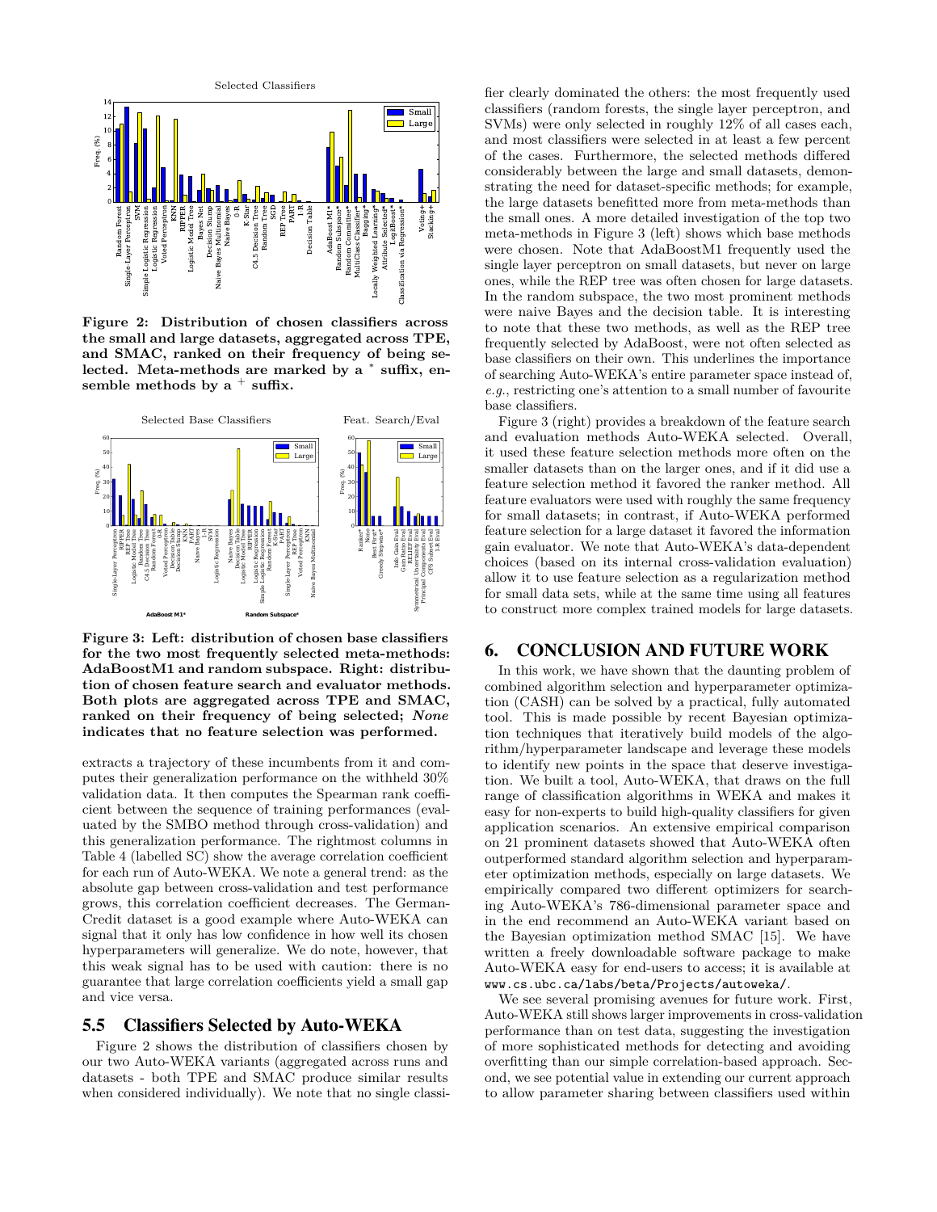Selected Classifiers

Freq. (%)

Small

Large

Random Forest
Single-Layer Perceptron
SVM
Simple Logistic Regression
Logistic Regression
Voted Perceptron
KNN
RIPPER
Logistic Model Tree
Bayes Net
Decision Stump
Naive Bayes Multinomial
Naive Bayes
0-R
K Star
C4.5 Decision Tree
Random Tree
SGD
REP Tree
PART
1-R
Decision Table
AdaBoost M1*
Random Subspace*
Random Committee*
MultiClass Classifier*
Bagging*
Locally Weighted Learning*
Attribute Selected*
LogitBoost*
Classification via Regression*
Voting+
Stacking+

**Figure 2: Distribution of chosen classifiers across the small and large datasets, aggregated across TPE, and SMAC, ranked on their frequency of being selected. Meta-methods are marked by a $^*$ suffix, ensemble methods by a $^+$ suffix.**

Selected Base Classifiers

Feat. Search/Eval

Freq. (%)

Small

Large

AdaBoost M1*

Random Subspace*

Ranker*
None
Best First*
Greedy Stepwise*
Info Gain Eval
Gain Ratio Eval
RELIEF Eval
Symmetrical Uncertainty Eval
Principal Components Eval
CFS Subset Eval
1-R Eval

**Figure 3: Left: distribution of chosen base classifiers for the two most frequently selected meta-methods: AdaBoostM1 and random subspace. Right: distribution of chosen feature search and evaluator methods. Both plots are aggregated across TPE and SMAC, ranked on their frequency of being selected; *None* indicates that no feature selection was performed.**

extracts a trajectory of these incumbents from it and computes their generalization performance on the withheld 30% validation data. It then computes the Spearman rank coefficient between the sequence of training performances (evaluated by the SMBO method through cross-validation) and this generalization performance. The rightmost columns in Table 4 (labelled SC) show the average correlation coefficient for each run of Auto-WEKA. We note a general trend: as the absolute gap between cross-validation and test performance grows, this correlation coefficient decreases. The German-Credit dataset is a good example where Auto-WEKA can signal that it only has low confidence in how well its chosen hyperparameters will generalize. We do note, however, that this weak signal has to be used with caution: there is no guarantee that large correlation coefficients yield a small gap and vice versa.

## 5.5 Classifiers Selected by Auto-WEKA

Figure 2 shows the distribution of classifiers chosen by our two Auto-WEKA variants (aggregated across runs and datasets - both TPE and SMAC produce similar results when considered individually). We note that no single classifier clearly dominated the others: the most frequently used classifiers (random forests, the single layer perceptron, and SVMs) were only selected in roughly 12% of all cases each, and most classifiers were selected in at least a few percent of the cases. Furthermore, the selected methods differed considerably between the large and small datasets, demonstrating the need for dataset-specific methods; for example, the large datasets benefitted more from meta-methods than the small ones. A more detailed investigation of the top two meta-methods in Figure 3 (left) shows which base methods were chosen. Note that AdaBoostM1 frequently used the single layer perceptron on small datasets, but never on large ones, while the REP tree was often chosen for large datasets. In the random subspace, the two most prominent methods were naive Bayes and the decision table. It is interesting to note that these two methods, as well as the REP tree frequently selected by AdaBoost, were not often selected as base classifiers on their own. This underlines the importance of searching Auto-WEKA's entire parameter space instead of, *e.g.*, restricting one's attention to a small number of favourite base classifiers.

Figure 3 (right) provides a breakdown of the feature search and evaluation methods Auto-WEKA selected. Overall, it used these feature selection methods more often on the smaller datasets than on the larger ones, and if it did use a feature selection method it favored the ranker method. All feature evaluators were used with roughly the same frequency for small datasets; in contrast, if Auto-WEKA performed feature selection for a large dataset it favored the information gain evaluator. We note that Auto-WEKA's data-dependent choices (based on its internal cross-validation evaluation) allow it to use feature selection as a regularization method for small data sets, while at the same time using all features to construct more complex trained models for large datasets.

# 6. CONCLUSION AND FUTURE WORK

In this work, we have shown that the daunting problem of combined algorithm selection and hyperparameter optimization (CASH) can be solved by a practical, fully automated tool. This is made possible by recent Bayesian optimization techniques that iteratively build models of the algorithm/hyperparameter landscape and leverage these models to identify new points in the space that deserve investigation. We built a tool, Auto-WEKA, that draws on the full range of classification algorithms in WEKA and makes it easy for non-experts to build high-quality classifiers for given application scenarios. An extensive empirical comparison on 21 prominent datasets showed that Auto-WEKA often outperformed standard algorithm selection and hyperparameter optimization methods, especially on large datasets. We empirically compared two different optimizers for searching Auto-WEKA's 786-dimensional parameter space and in the end recommend an Auto-WEKA variant based on the Bayesian optimization method SMAC [15]. We have written a freely downloadable software package to make Auto-WEKA easy for end-users to access; it is available at `www.cs.ubc.ca/labs/beta/Projects/autoweka/`.

We see several promising avenues for future work. First, Auto-WEKA still shows larger improvements in cross-validation performance than on test data, suggesting the investigation of more sophisticated methods for detecting and avoiding overfitting than our simple correlation-based approach. Second, we see potential value in extending our current approach to allow parameter sharing between classifiers used within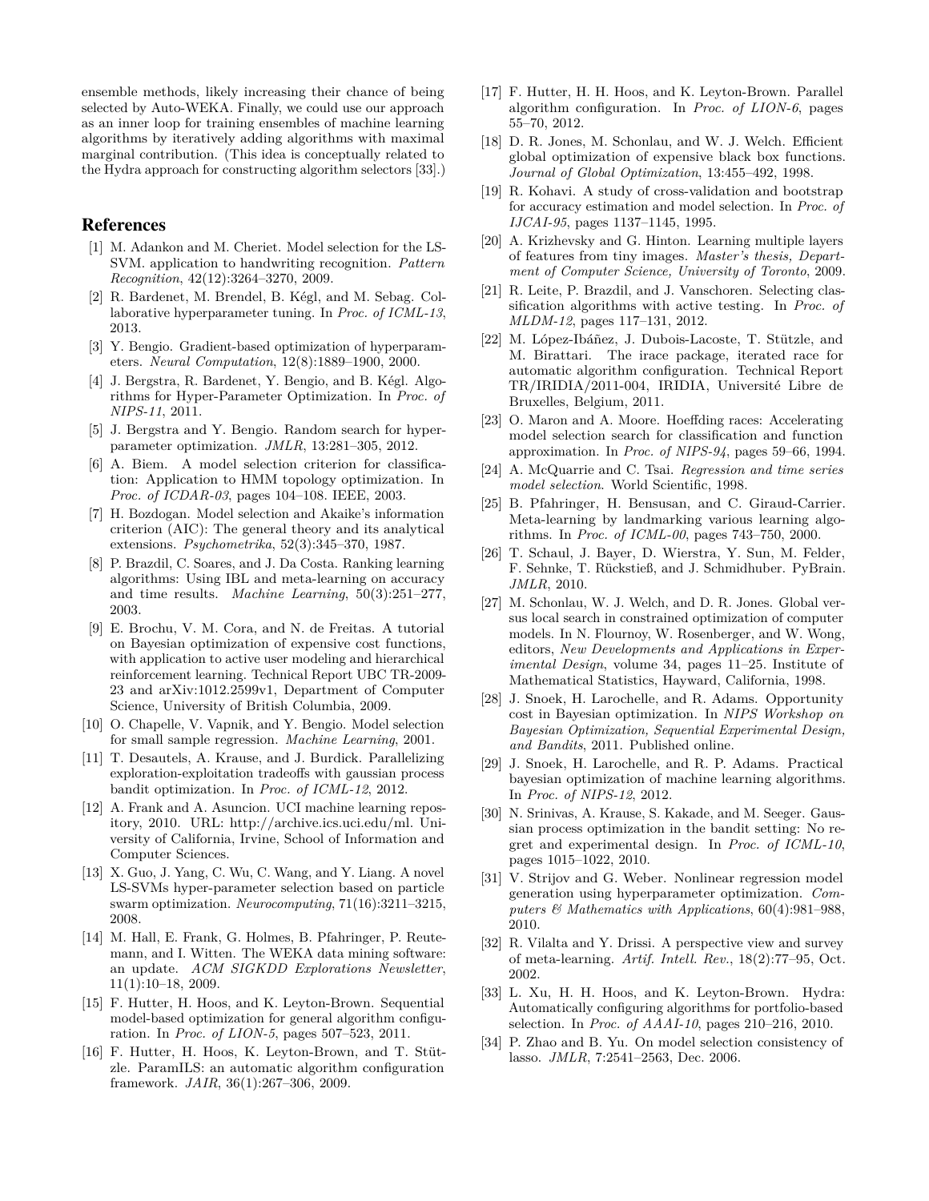ensemble methods, likely increasing their chance of being selected by Auto-WEKA. Finally, we could use our approach as an inner loop for training ensembles of machine learning algorithms by iteratively adding algorithms with maximal marginal contribution. (This idea is conceptually related to the Hydra approach for constructing algorithm selectors [33].)

## References

[1] M. Adankon and M. Cheriet. Model selection for the LS-SVM. application to handwriting recognition. *Pattern Recognition*, 42(12):3264–3270, 2009.

[2] R. Bardenet, M. Brendel, B. Kégl, and M. Sebag. Collaborative hyperparameter tuning. In *Proc. of ICML-13*, 2013.

[3] Y. Bengio. Gradient-based optimization of hyperparameters. *Neural Computation*, 12(8):1889–1900, 2000.

[4] J. Bergstra, R. Bardenet, Y. Bengio, and B. Kégl. Algorithms for Hyper-Parameter Optimization. In *Proc. of NIPS-11*, 2011.

[5] J. Bergstra and Y. Bengio. Random search for hyper-parameter optimization. *JMLR*, 13:281–305, 2012.

[6] A. Biem. A model selection criterion for classification: Application to HMM topology optimization. In *Proc. of ICDAR-03*, pages 104–108. IEEE, 2003.

[7] H. Bozdogan. Model selection and Akaike's information criterion (AIC): The general theory and its analytical extensions. *Psychometrika*, 52(3):345–370, 1987.

[8] P. Brazdil, C. Soares, and J. Da Costa. Ranking learning algorithms: Using IBL and meta-learning on accuracy and time results. *Machine Learning*, 50(3):251–277, 2003.

[9] E. Brochu, V. M. Cora, and N. de Freitas. A tutorial on Bayesian optimization of expensive cost functions, with application to active user modeling and hierarchical reinforcement learning. Technical Report UBC TR-2009-23 and arXiv:1012.2599v1, Department of Computer Science, University of British Columbia, 2009.

[10] O. Chapelle, V. Vapnik, and Y. Bengio. Model selection for small sample regression. *Machine Learning*, 2001.

[11] T. Desautels, A. Krause, and J. Burdick. Parallelizing exploration-exploitation tradeoffs with gaussian process bandit optimization. In *Proc. of ICML-12*, 2012.

[12] A. Frank and A. Asuncion. UCI machine learning repository, 2010. URL: http://archive.ics.uci.edu/ml. University of California, Irvine, School of Information and Computer Sciences.

[13] X. Guo, J. Yang, C. Wu, C. Wang, and Y. Liang. A novel LS-SVMs hyper-parameter selection based on particle swarm optimization. *Neurocomputing*, 71(16):3211–3215, 2008.

[14] M. Hall, E. Frank, G. Holmes, B. Pfahringer, P. Reutemann, and I. Witten. The WEKA data mining software: an update. *ACM SIGKDD Explorations Newsletter*, 11(1):10–18, 2009.

[15] F. Hutter, H. Hoos, and K. Leyton-Brown. Sequential model-based optimization for general algorithm configuration. In *Proc. of LION-5*, pages 507–523, 2011.

[16] F. Hutter, H. Hoos, K. Leyton-Brown, and T. Stützle. ParamILS: an automatic algorithm configuration framework. *JAIR*, 36(1):267–306, 2009.

[17] F. Hutter, H. H. Hoos, and K. Leyton-Brown. Parallel algorithm configuration. In *Proc. of LION-6*, pages 55–70, 2012.

[18] D. R. Jones, M. Schonlau, and W. J. Welch. Efficient global optimization of expensive black box functions. *Journal of Global Optimization*, 13:455–492, 1998.

[19] R. Kohavi. A study of cross-validation and bootstrap for accuracy estimation and model selection. In *Proc. of IJCAI-95*, pages 1137–1145, 1995.

[20] A. Krizhevsky and G. Hinton. Learning multiple layers of features from tiny images. *Master's thesis, Department of Computer Science, University of Toronto*, 2009.

[21] R. Leite, P. Brazdil, and J. Vanschoren. Selecting classification algorithms with active testing. In *Proc. of MLDM-12*, pages 117–131, 2012.

[22] M. López-Ibáñez, J. Dubois-Lacoste, T. Stützle, and M. Birattari. The irace package, iterated race for automatic algorithm configuration. Technical Report TR/IRIDIA/2011-004, IRIDIA, Université Libre de Bruxelles, Belgium, 2011.

[23] O. Maron and A. Moore. Hoeffding races: Accelerating model selection search for classification and function approximation. In *Proc. of NIPS-94*, pages 59–66, 1994.

[24] A. McQuarrie and C. Tsai. *Regression and time series model selection*. World Scientific, 1998.

[25] B. Pfahringer, H. Bensusan, and C. Giraud-Carrier. Meta-learning by landmarking various learning algorithms. In *Proc. of ICML-00*, pages 743–750, 2000.

[26] T. Schaul, J. Bayer, D. Wierstra, Y. Sun, M. Felder, F. Sehnke, T. Rückstieß, and J. Schmidhuber. PyBrain. *JMLR*, 2010.

[27] M. Schonlau, W. J. Welch, and D. R. Jones. Global versus local search in constrained optimization of computer models. In N. Flournoy, W. Rosenberger, and W. Wong, editors, *New Developments and Applications in Experimental Design*, volume 34, pages 11–25. Institute of Mathematical Statistics, Hayward, California, 1998.

[28] J. Snoek, H. Larochelle, and R. Adams. Opportunity cost in Bayesian optimization. In *NIPS Workshop on Bayesian Optimization, Sequential Experimental Design, and Bandits*, 2011. Published online.

[29] J. Snoek, H. Larochelle, and R. P. Adams. Practical bayesian optimization of machine learning algorithms. In *Proc. of NIPS-12*, 2012.

[30] N. Srinivas, A. Krause, S. Kakade, and M. Seeger. Gaussian process optimization in the bandit setting: No regret and experimental design. In *Proc. of ICML-10*, pages 1015–1022, 2010.

[31] V. Strijov and G. Weber. Nonlinear regression model generation using hyperparameter optimization. *Computers & Mathematics with Applications*, 60(4):981–988, 2010.

[32] R. Vilalta and Y. Drissi. A perspective view and survey of meta-learning. *Artif. Intell. Rev.*, 18(2):77–95, Oct. 2002.

[33] L. Xu, H. H. Hoos, and K. Leyton-Brown. Hydra: Automatically configuring algorithms for portfolio-based selection. In *Proc. of AAAI-10*, pages 210–216, 2010.

[34] P. Zhao and B. Yu. On model selection consistency of lasso. *JMLR*, 7:2541–2563, Dec. 2006.